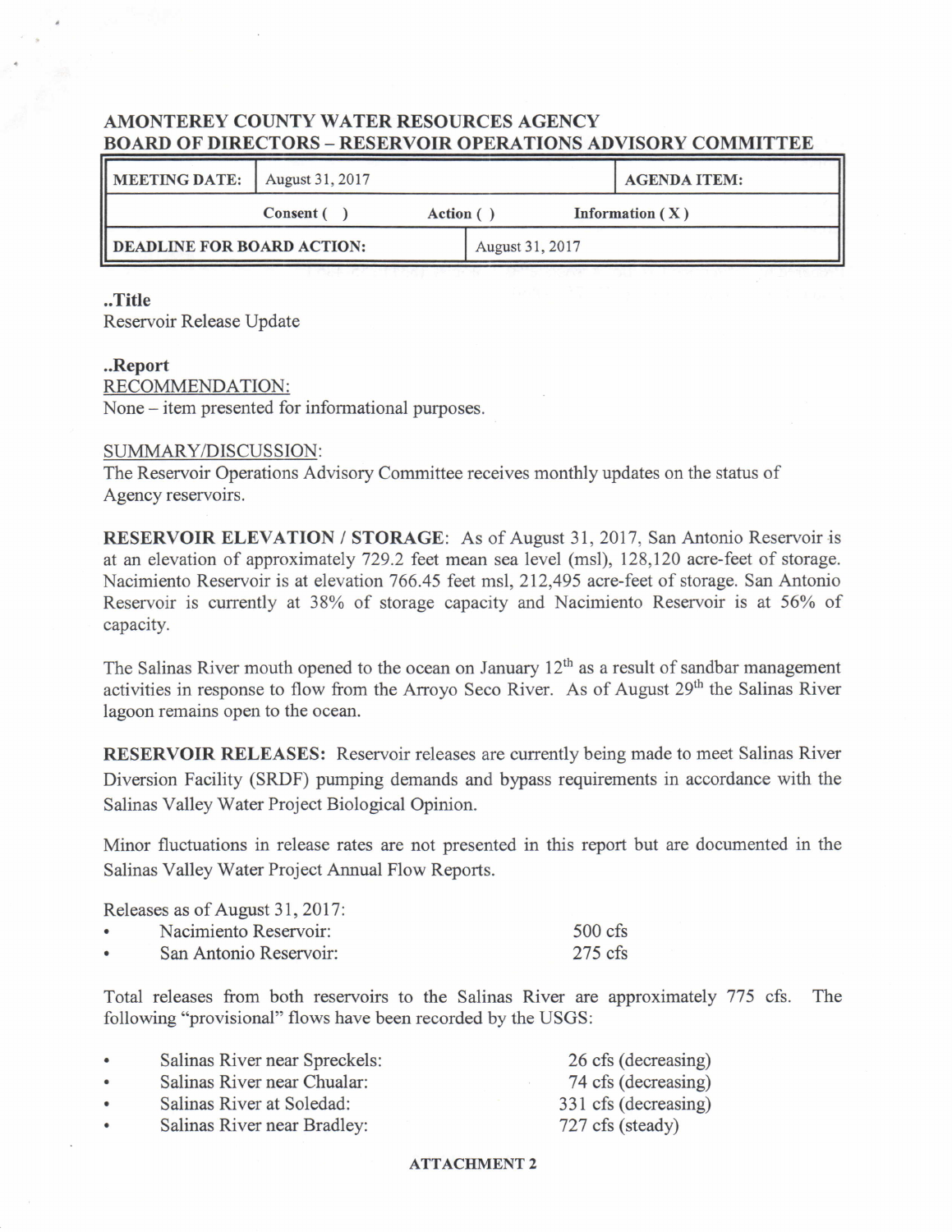# AMONTEREY COUNTY WATER RESOURCES AGENCY
## BOARD OF DIRECTORS – RESERVOIR OPERATIONS ADVISORY COMMITTEE

| MEETING DATE: | August 31, 2017 | | AGENDA ITEM: |
|---|---|---|---|
| Consent ( ) | Action ( ) | Information ( X ) | |
| DEADLINE FOR BOARD ACTION: | | August 31, 2017 | |

**..Title**
Reservoir Release Update

**..Report**
RECOMMENDATION:
None – item presented for informational purposes.

SUMMARY/DISCUSSION:
The Reservoir Operations Advisory Committee receives monthly updates on the status of Agency reservoirs.

**RESERVOIR ELEVATION / STORAGE**: As of August 31, 2017, San Antonio Reservoir is at an elevation of approximately 729.2 feet mean sea level (msl), 128,120 acre-feet of storage. Nacimiento Reservoir is at elevation 766.45 feet msl, 212,495 acre-feet of storage. San Antonio Reservoir is currently at 38% of storage capacity and Nacimiento Reservoir is at 56% of capacity.

The Salinas River mouth opened to the ocean on January 12th as a result of sandbar management activities in response to flow from the Arroyo Seco River. As of August 29th the Salinas River lagoon remains open to the ocean.

**RESERVOIR RELEASES:** Reservoir releases are currently being made to meet Salinas River Diversion Facility (SRDF) pumping demands and bypass requirements in accordance with the Salinas Valley Water Project Biological Opinion.

Minor fluctuations in release rates are not presented in this report but are documented in the Salinas Valley Water Project Annual Flow Reports.

Releases as of August 31, 2017:

- Nacimiento Reservoir: 500 cfs
- San Antonio Reservoir: 275 cfs

Total releases from both reservoirs to the Salinas River are approximately 775 cfs. The following "provisional" flows have been recorded by the USGS:

- Salinas River near Spreckels: 26 cfs (decreasing)
- Salinas River near Chualar: 74 cfs (decreasing)
- Salinas River at Soledad: 331 cfs (decreasing)
- Salinas River near Bradley: 727 cfs (steady)

**ATTACHMENT 2**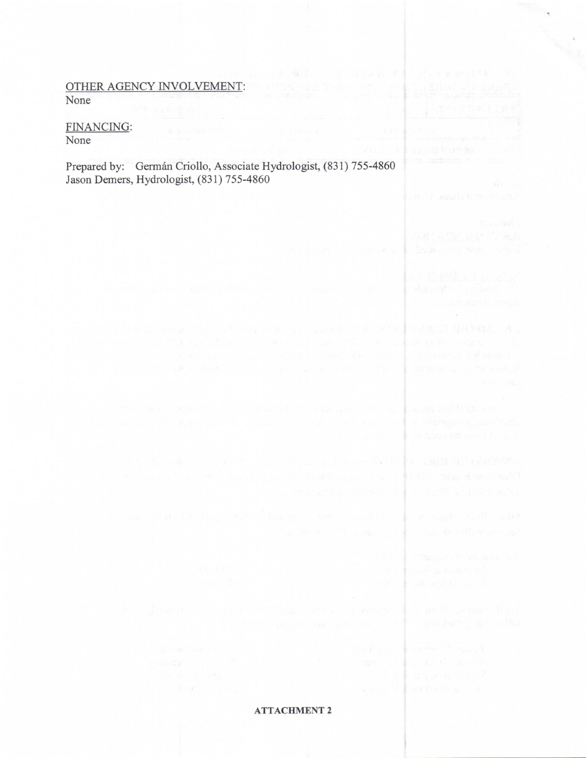OTHER AGENCY INVOLVEMENT:
None

FINANCING:
None

Prepared by: Germán Criollo, Associate Hydrologist, (831) 755-4860
Jason Demers, Hydrologist, (831) 755-4860

**ATTACHMENT 2**